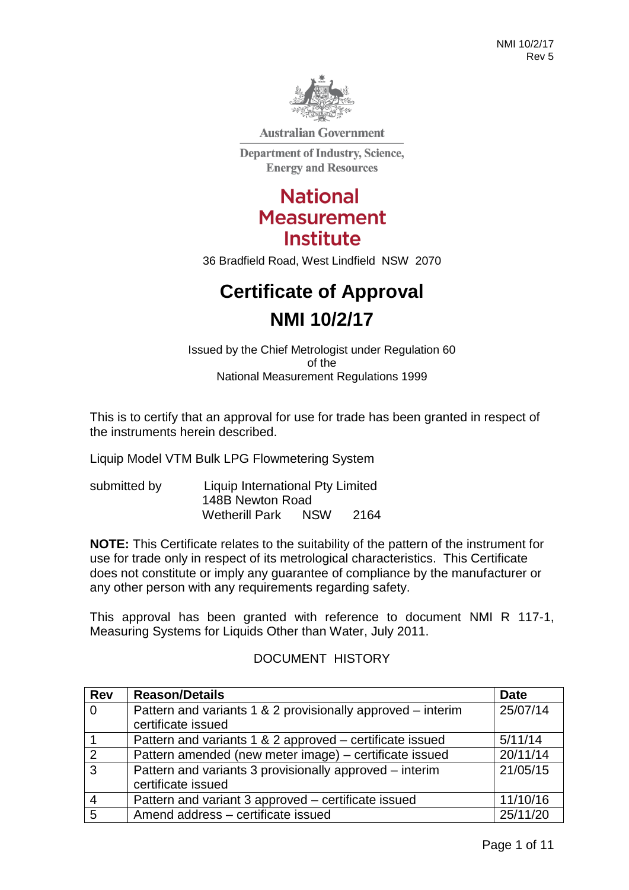Australian Government

Department of Industry, Science, Energy and Resources

National Measurement Institute

36 Bradfield Road, West Lindfield NSW 2070

# Certificate of Approval

# NMI 10/2/17

Issued by the Chief Metrologist under Regulation 60
of the
National Measurement Regulations 1999

This is to certify that an approval for use for trade has been granted in respect of the instruments herein described.

Liquip Model VTM Bulk LPG Flowmetering System

submitted by Liquip International Pty Limited
148B Newton Road
Wetherill Park NSW 2164

**NOTE:** This Certificate relates to the suitability of the pattern of the instrument for use for trade only in respect of its metrological characteristics. This Certificate does not constitute or imply any guarantee of compliance by the manufacturer or any other person with any requirements regarding safety.

This approval has been granted with reference to document NMI R 117-1, Measuring Systems for Liquids Other than Water, July 2011.

DOCUMENT HISTORY

| Rev | Reason/Details | Date |
|---|---|---|
| 0 | Pattern and variants 1 & 2 provisionally approved – interim certificate issued | 25/07/14 |
| 1 | Pattern and variants 1 & 2 approved – certificate issued | 5/11/14 |
| 2 | Pattern amended (new meter image) – certificate issued | 20/11/14 |
| 3 | Pattern and variants 3 provisionally approved – interim certificate issued | 21/05/15 |
| 4 | Pattern and variant 3 approved – certificate issued | 11/10/16 |
| 5 | Amend address – certificate issued | 25/11/20 |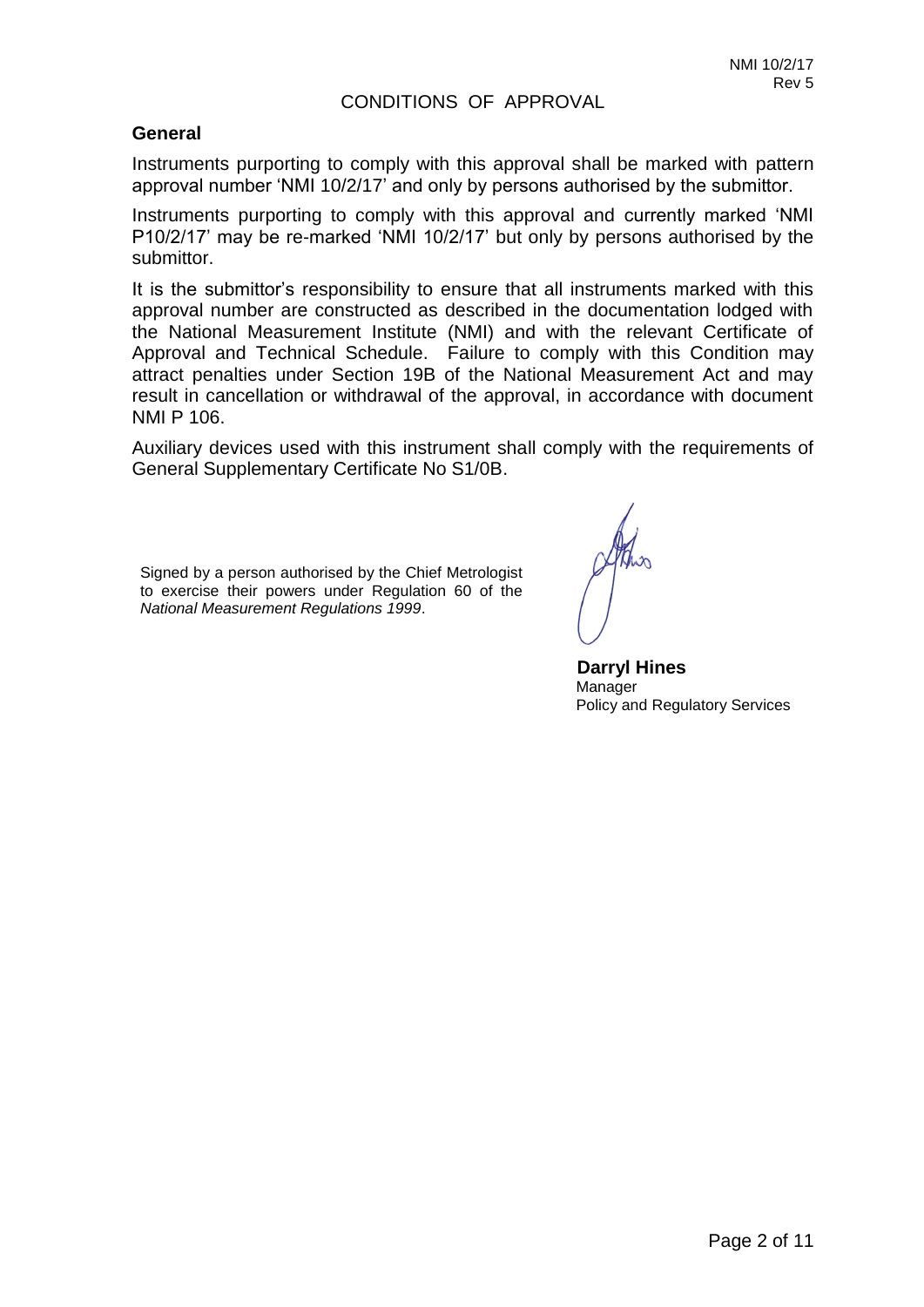CONDITIONS OF APPROVAL

## General

Instruments purporting to comply with this approval shall be marked with pattern approval number 'NMI 10/2/17' and only by persons authorised by the submittor.

Instruments purporting to comply with this approval and currently marked 'NMI P10/2/17' may be re-marked 'NMI 10/2/17' but only by persons authorised by the submittor.

It is the submittor's responsibility to ensure that all instruments marked with this approval number are constructed as described in the documentation lodged with the National Measurement Institute (NMI) and with the relevant Certificate of Approval and Technical Schedule. Failure to comply with this Condition may attract penalties under Section 19B of the National Measurement Act and may result in cancellation or withdrawal of the approval, in accordance with document NMI P 106.

Auxiliary devices used with this instrument shall comply with the requirements of General Supplementary Certificate No S1/0B.

Signed by a person authorised by the Chief Metrologist to exercise their powers under Regulation 60 of the *National Measurement Regulations 1999*.

**Darryl Hines**
Manager
Policy and Regulatory Services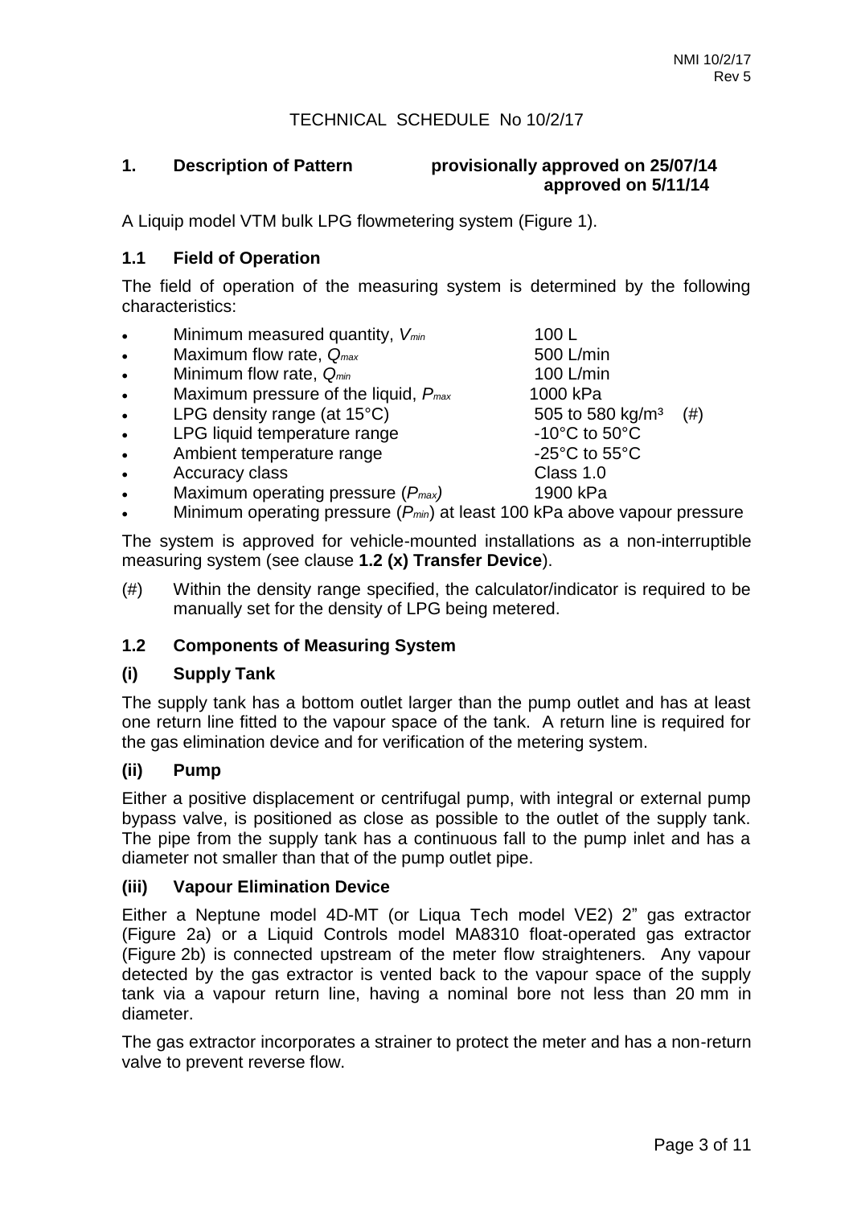# TECHNICAL SCHEDULE No 10/2/17

## 1. Description of Pattern — provisionally approved on 25/07/14, approved on 5/11/14

A Liquip model VTM bulk LPG flowmetering system (Figure 1).

### 1.1 Field of Operation

The field of operation of the measuring system is determined by the following characteristics:

- Minimum measured quantity, $V_{min}$ — 100 L
- Maximum flow rate, $Q_{max}$ — 500 L/min
- Minimum flow rate, $Q_{min}$ — 100 L/min
- Maximum pressure of the liquid, $P_{max}$ — 1000 kPa
- LPG density range (at 15°C) — 505 to 580 kg/m³ (#)
- LPG liquid temperature range — -10°C to 50°C
- Ambient temperature range — -25°C to 55°C
- Accuracy class — Class 1.0
- Maximum operating pressure ($P_{max}$) — 1900 kPa
- Minimum operating pressure ($P_{min}$) at least 100 kPa above vapour pressure

The system is approved for vehicle-mounted installations as a non-interruptible measuring system (see clause **1.2 (x) Transfer Device**).

(#) Within the density range specified, the calculator/indicator is required to be manually set for the density of LPG being metered.

### 1.2 Components of Measuring System

#### (i) Supply Tank

The supply tank has a bottom outlet larger than the pump outlet and has at least one return line fitted to the vapour space of the tank. A return line is required for the gas elimination device and for verification of the metering system.

#### (ii) Pump

Either a positive displacement or centrifugal pump, with integral or external pump bypass valve, is positioned as close as possible to the outlet of the supply tank. The pipe from the supply tank has a continuous fall to the pump inlet and has a diameter not smaller than that of the pump outlet pipe.

#### (iii) Vapour Elimination Device

Either a Neptune model 4D-MT (or Liqua Tech model VE2) 2" gas extractor (Figure 2a) or a Liquid Controls model MA8310 float-operated gas extractor (Figure 2b) is connected upstream of the meter flow straighteners. Any vapour detected by the gas extractor is vented back to the vapour space of the supply tank via a vapour return line, having a nominal bore not less than 20 mm in diameter.

The gas extractor incorporates a strainer to protect the meter and has a non-return valve to prevent reverse flow.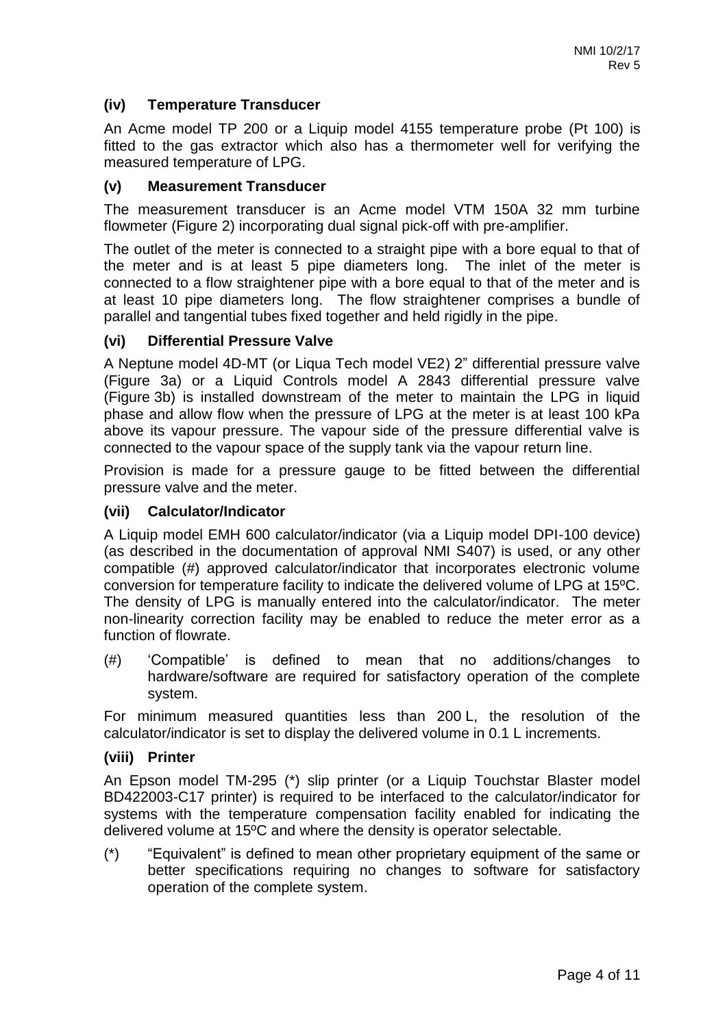### (iv) Temperature Transducer

An Acme model TP 200 or a Liquip model 4155 temperature probe (Pt 100) is fitted to the gas extractor which also has a thermometer well for verifying the measured temperature of LPG.

### (v) Measurement Transducer

The measurement transducer is an Acme model VTM 150A 32 mm turbine flowmeter (Figure 2) incorporating dual signal pick-off with pre-amplifier.

The outlet of the meter is connected to a straight pipe with a bore equal to that of the meter and is at least 5 pipe diameters long. The inlet of the meter is connected to a flow straightener pipe with a bore equal to that of the meter and is at least 10 pipe diameters long. The flow straightener comprises a bundle of parallel and tangential tubes fixed together and held rigidly in the pipe.

### (vi) Differential Pressure Valve

A Neptune model 4D-MT (or Liqua Tech model VE2) 2" differential pressure valve (Figure 3a) or a Liquid Controls model A 2843 differential pressure valve (Figure 3b) is installed downstream of the meter to maintain the LPG in liquid phase and allow flow when the pressure of LPG at the meter is at least 100 kPa above its vapour pressure. The vapour side of the pressure differential valve is connected to the vapour space of the supply tank via the vapour return line.

Provision is made for a pressure gauge to be fitted between the differential pressure valve and the meter.

### (vii) Calculator/Indicator

A Liquip model EMH 600 calculator/indicator (via a Liquip model DPI-100 device) (as described in the documentation of approval NMI S407) is used, or any other compatible (#) approved calculator/indicator that incorporates electronic volume conversion for temperature facility to indicate the delivered volume of LPG at 15ºC. The density of LPG is manually entered into the calculator/indicator. The meter non-linearity correction facility may be enabled to reduce the meter error as a function of flowrate.

(#) 'Compatible' is defined to mean that no additions/changes to hardware/software are required for satisfactory operation of the complete system.

For minimum measured quantities less than 200 L, the resolution of the calculator/indicator is set to display the delivered volume in 0.1 L increments.

### (viii) Printer

An Epson model TM-295 (*) slip printer (or a Liquip Touchstar Blaster model BD422003-C17 printer) is required to be interfaced to the calculator/indicator for systems with the temperature compensation facility enabled for indicating the delivered volume at 15ºC and where the density is operator selectable.

(*) "Equivalent" is defined to mean other proprietary equipment of the same or better specifications requiring no changes to software for satisfactory operation of the complete system.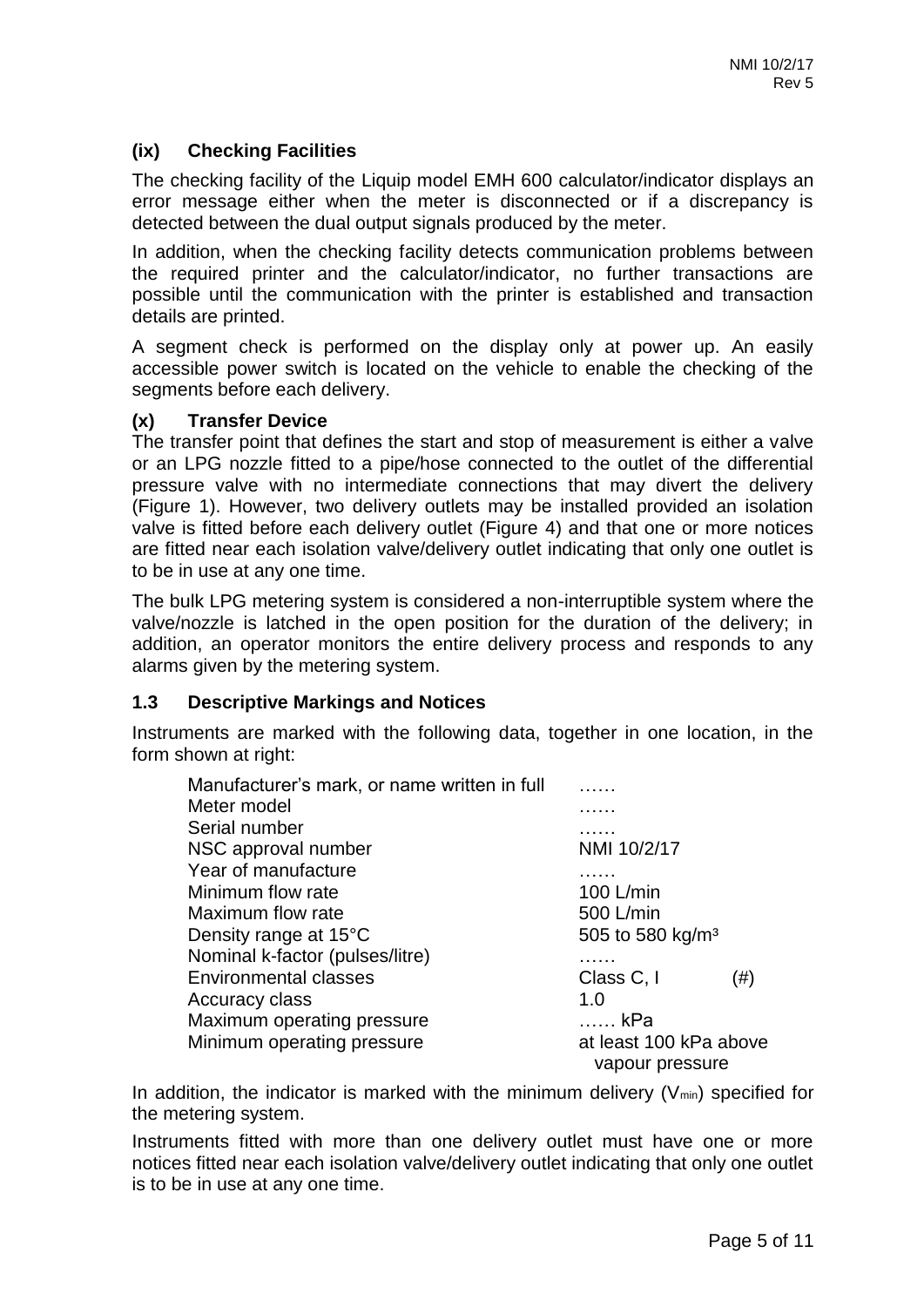### (ix) Checking Facilities

The checking facility of the Liquip model EMH 600 calculator/indicator displays an error message either when the meter is disconnected or if a discrepancy is detected between the dual output signals produced by the meter.

In addition, when the checking facility detects communication problems between the required printer and the calculator/indicator, no further transactions are possible until the communication with the printer is established and transaction details are printed.

A segment check is performed on the display only at power up. An easily accessible power switch is located on the vehicle to enable the checking of the segments before each delivery.

### (x) Transfer Device

The transfer point that defines the start and stop of measurement is either a valve or an LPG nozzle fitted to a pipe/hose connected to the outlet of the differential pressure valve with no intermediate connections that may divert the delivery (Figure 1). However, two delivery outlets may be installed provided an isolation valve is fitted before each delivery outlet (Figure 4) and that one or more notices are fitted near each isolation valve/delivery outlet indicating that only one outlet is to be in use at any one time.

The bulk LPG metering system is considered a non-interruptible system where the valve/nozzle is latched in the open position for the duration of the delivery; in addition, an operator monitors the entire delivery process and responds to any alarms given by the metering system.

## 1.3 Descriptive Markings and Notices

Instruments are marked with the following data, together in one location, in the form shown at right:

| | |
|---|---|
| Manufacturer's mark, or name written in full | …… |
| Meter model | …… |
| Serial number | …… |
| NSC approval number | NMI 10/2/17 |
| Year of manufacture | …… |
| Minimum flow rate | 100 L/min |
| Maximum flow rate | 500 L/min |
| Density range at 15°C | 505 to 580 kg/m³ |
| Nominal k-factor (pulses/litre) | …… |
| Environmental classes | Class C, I (#) |
| Accuracy class | 1.0 |
| Maximum operating pressure | …… kPa |
| Minimum operating pressure | at least 100 kPa above vapour pressure |

In addition, the indicator is marked with the minimum delivery ($V_{min}$) specified for the metering system.

Instruments fitted with more than one delivery outlet must have one or more notices fitted near each isolation valve/delivery outlet indicating that only one outlet is to be in use at any one time.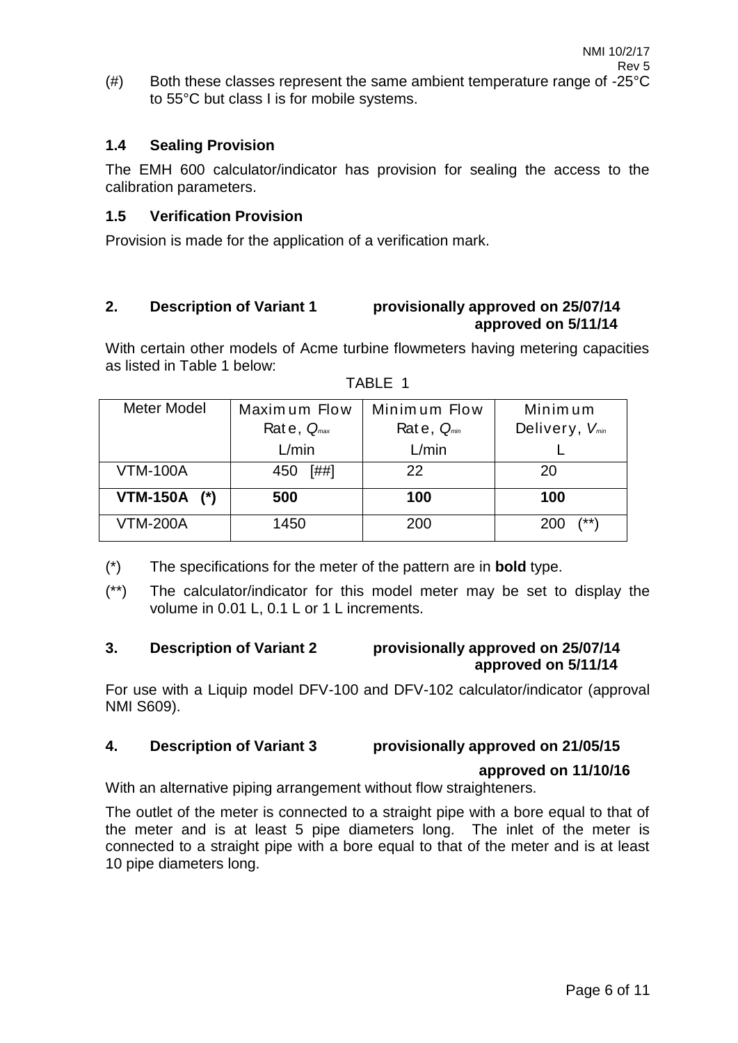(#) Both these classes represent the same ambient temperature range of -25°C to 55°C but class I is for mobile systems.

### 1.4 Sealing Provision

The EMH 600 calculator/indicator has provision for sealing the access to the calibration parameters.

### 1.5 Verification Provision

Provision is made for the application of a verification mark.

## 2. Description of Variant 1 provisionally approved on 25/07/14 approved on 5/11/14

With certain other models of Acme turbine flowmeters having metering capacities as listed in Table 1 below:

TABLE 1

| Meter Model | Maximum Flow Rate, $Q_{max}$ L/min | Minimum Flow Rate, $Q_{min}$ L/min | Minimum Delivery, $V_{min}$ L |
|---|---|---|---|
| VTM-100A | 450 [##] | 22 | 20 |
| **VTM-150A (*)** | **500** | **100** | **100** |
| VTM-200A | 1450 | 200 | 200 (**) |

(*) The specifications for the meter of the pattern are in **bold** type.

(**) The calculator/indicator for this model meter may be set to display the volume in 0.01 L, 0.1 L or 1 L increments.

## 3. Description of Variant 2 provisionally approved on 25/07/14 approved on 5/11/14

For use with a Liquip model DFV-100 and DFV-102 calculator/indicator (approval NMI S609).

## 4. Description of Variant 3 provisionally approved on 21/05/15 approved on 11/10/16

With an alternative piping arrangement without flow straighteners.

The outlet of the meter is connected to a straight pipe with a bore equal to that of the meter and is at least 5 pipe diameters long. The inlet of the meter is connected to a straight pipe with a bore equal to that of the meter and is at least 10 pipe diameters long.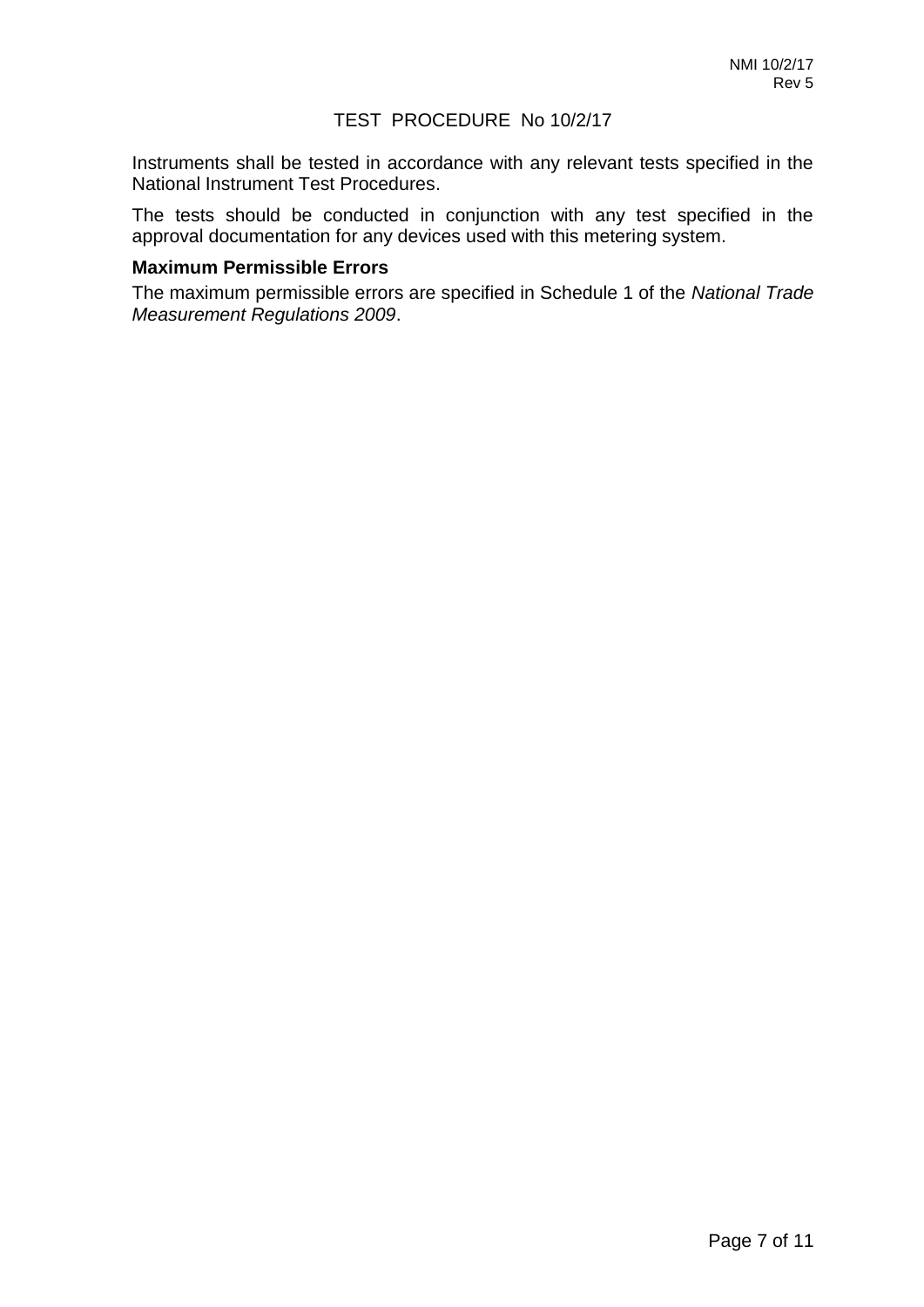## TEST PROCEDURE No 10/2/17

Instruments shall be tested in accordance with any relevant tests specified in the National Instrument Test Procedures.

The tests should be conducted in conjunction with any test specified in the approval documentation for any devices used with this metering system.

**Maximum Permissible Errors**

The maximum permissible errors are specified in Schedule 1 of the *National Trade Measurement Regulations 2009*.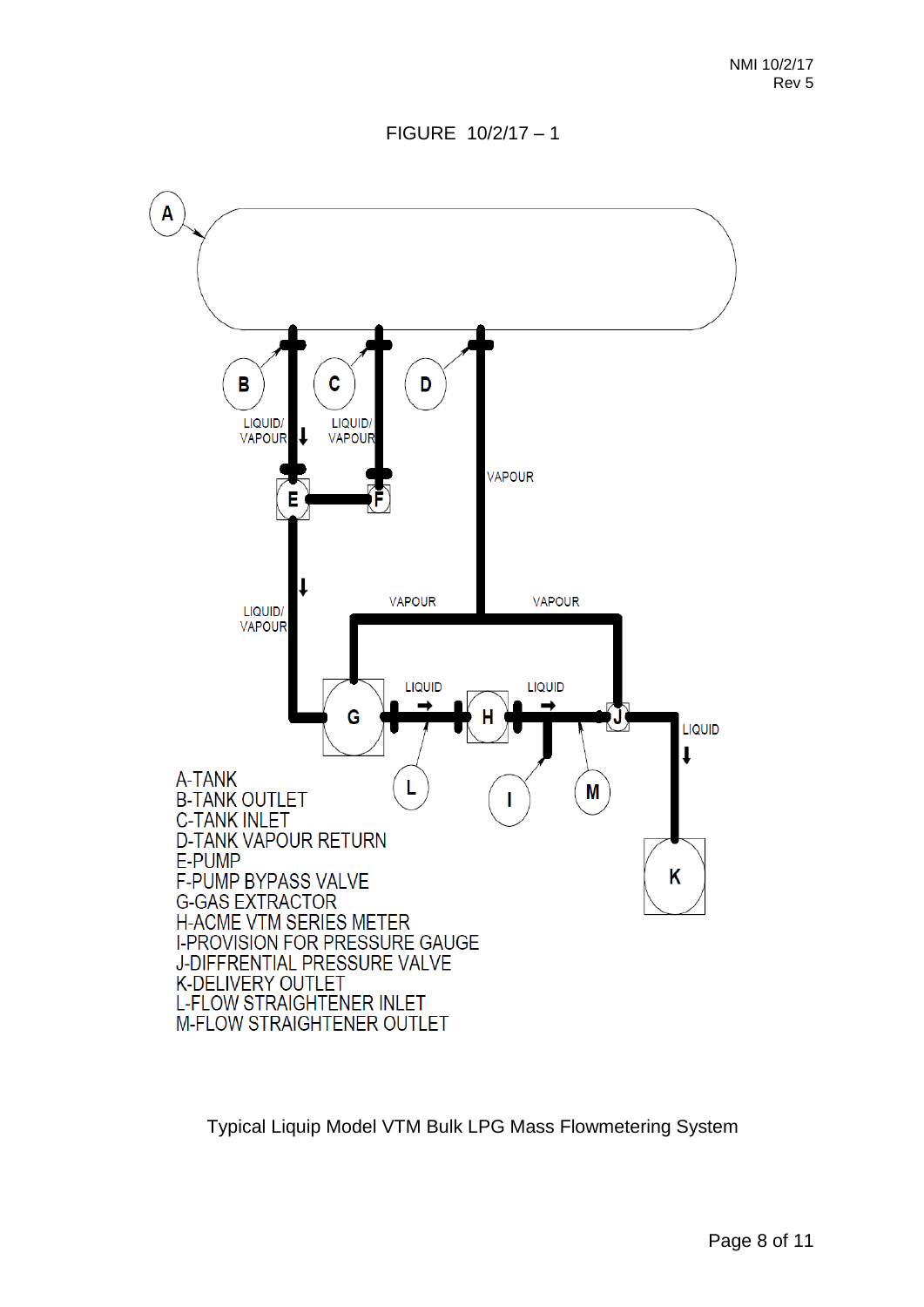FIGURE 10/2/17 – 1

A-TANK
B-TANK OUTLET
C-TANK INLET
D-TANK VAPOUR RETURN
E-PUMP
F-PUMP BYPASS VALVE
G-GAS EXTRACTOR
H-ACME VTM SERIES METER
I-PROVISION FOR PRESSURE GAUGE
J-DIFFRENTIAL PRESSURE VALVE
K-DELIVERY OUTLET
L-FLOW STRAIGHTENER INLET
M-FLOW STRAIGHTENER OUTLET

Typical Liquip Model VTM Bulk LPG Mass Flowmetering System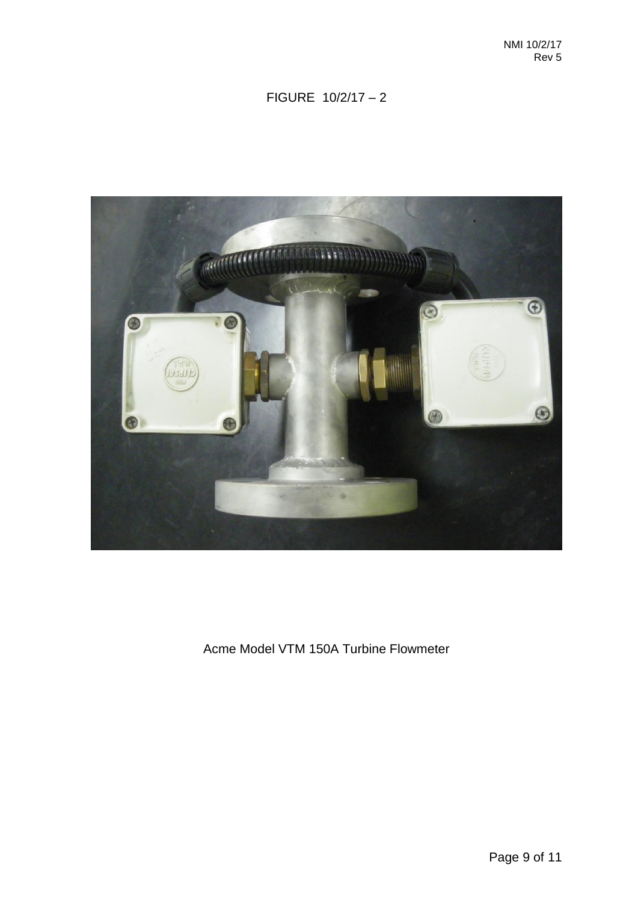FIGURE 10/2/17 – 2

Acme Model VTM 150A Turbine Flowmeter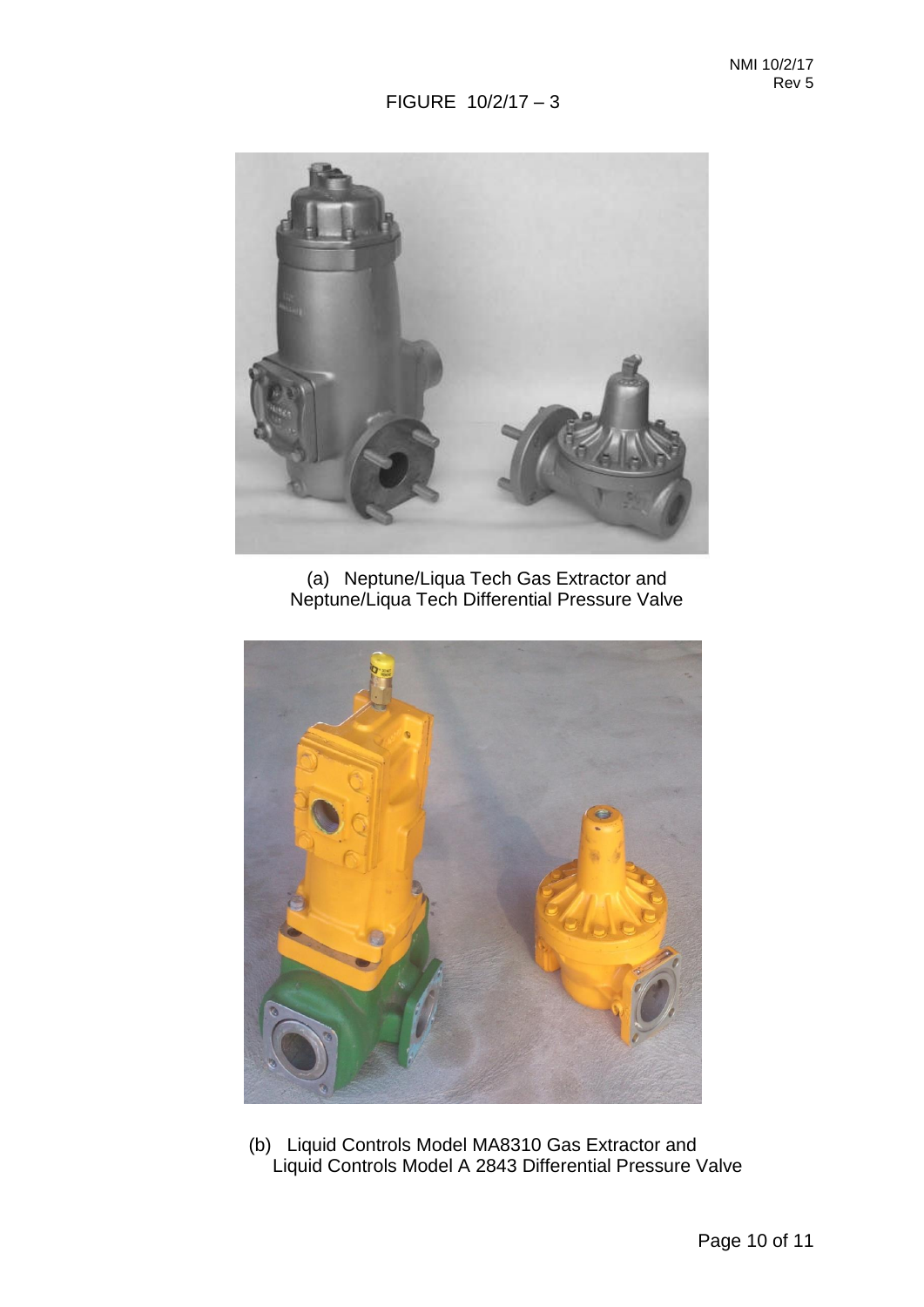FIGURE 10/2/17 – 3

(a) Neptune/Liqua Tech Gas Extractor and
Neptune/Liqua Tech Differential Pressure Valve

(b) Liquid Controls Model MA8310 Gas Extractor and
Liquid Controls Model A 2843 Differential Pressure Valve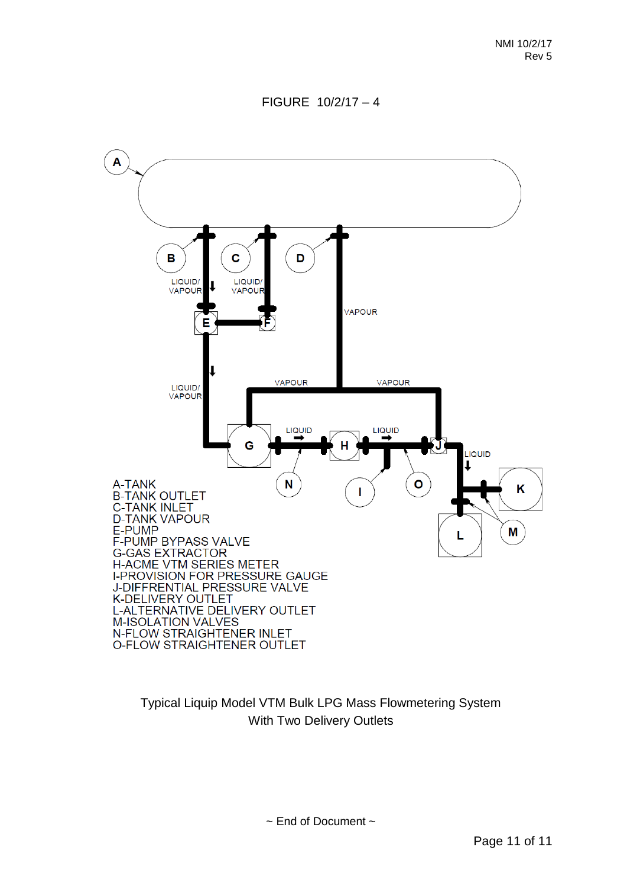FIGURE 10/2/17 – 4

A-TANK
B-TANK OUTLET
C-TANK INLET
D-TANK VAPOUR
E-PUMP
F-PUMP BYPASS VALVE
G-GAS EXTRACTOR
H-ACME VTM SERIES METER
I-PROVISION FOR PRESSURE GAUGE
J-DIFFRENTIAL PRESSURE VALVE
K-DELIVERY OUTLET
L-ALTERNATIVE DELIVERY OUTLET
M-ISOLATION VALVES
N-FLOW STRAIGHTENER INLET
O-FLOW STRAIGHTENER OUTLET

LIQUID/VAPOUR
VAPOUR
LIQUID

Typical Liquip Model VTM Bulk LPG Mass Flowmetering System
With Two Delivery Outlets

~ End of Document ~